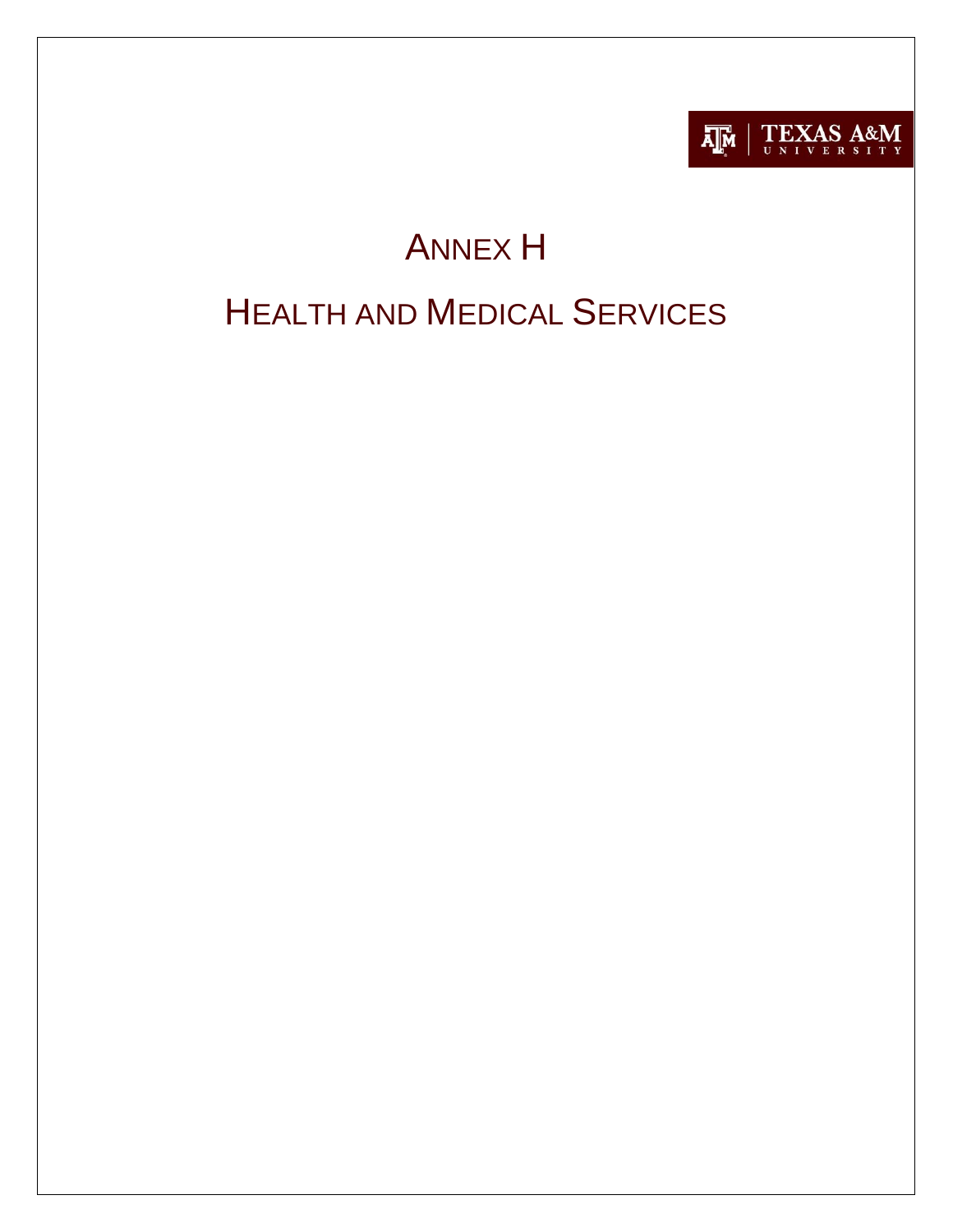TEXAS A&M UNIVERSITY

# ANNEX H

# HEALTH AND MEDICAL SERVICES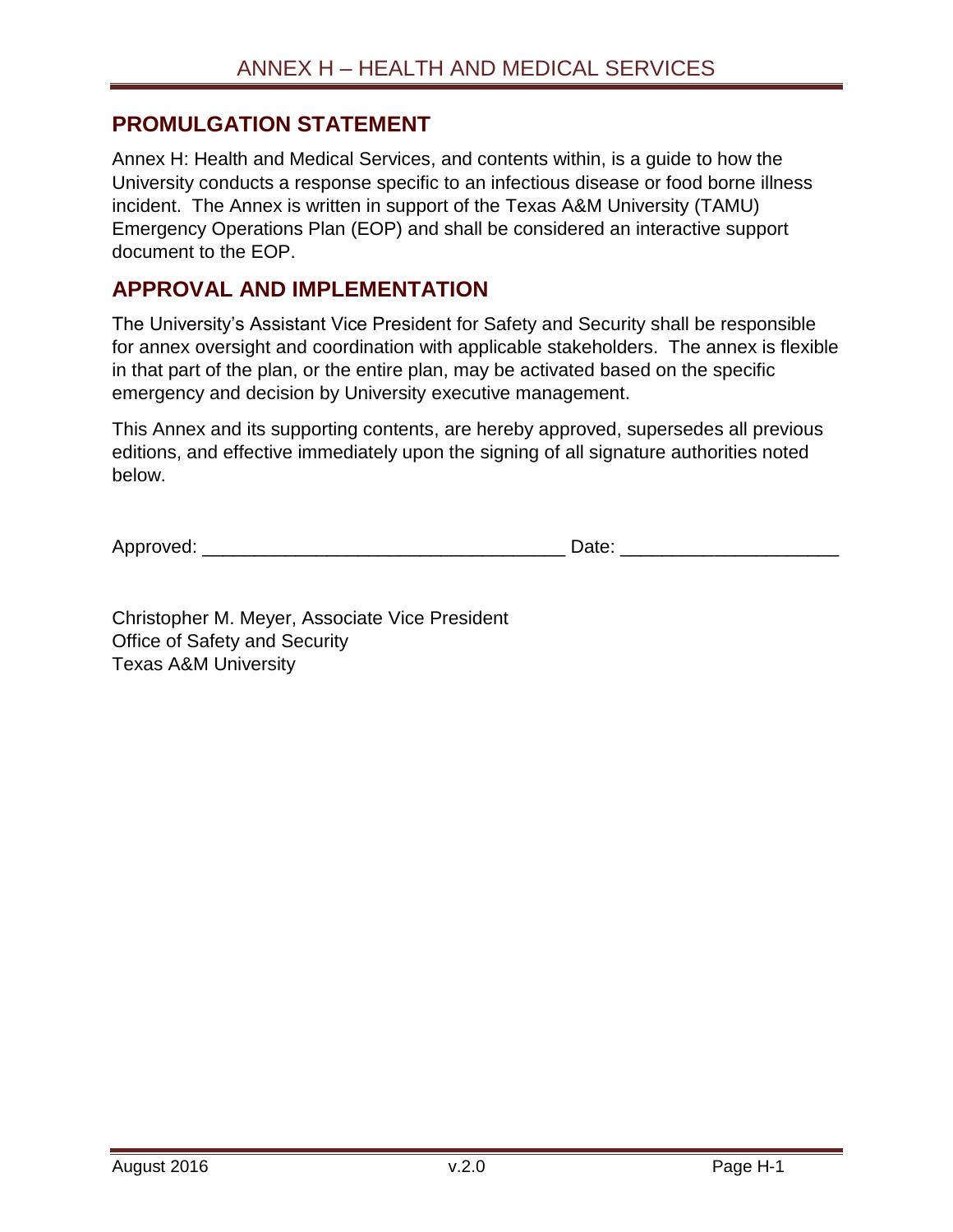## PROMULGATION STATEMENT

Annex H: Health and Medical Services, and contents within, is a guide to how the University conducts a response specific to an infectious disease or food borne illness incident. The Annex is written in support of the Texas A&M University (TAMU) Emergency Operations Plan (EOP) and shall be considered an interactive support document to the EOP.

## APPROVAL AND IMPLEMENTATION

The University's Assistant Vice President for Safety and Security shall be responsible for annex oversight and coordination with applicable stakeholders. The annex is flexible in that part of the plan, or the entire plan, may be activated based on the specific emergency and decision by University executive management.

This Annex and its supporting contents, are hereby approved, supersedes all previous editions, and effective immediately upon the signing of all signature authorities noted below.

Approved: ___________________________________ Date: ____________________

Christopher M. Meyer, Associate Vice President
Office of Safety and Security
Texas A&M University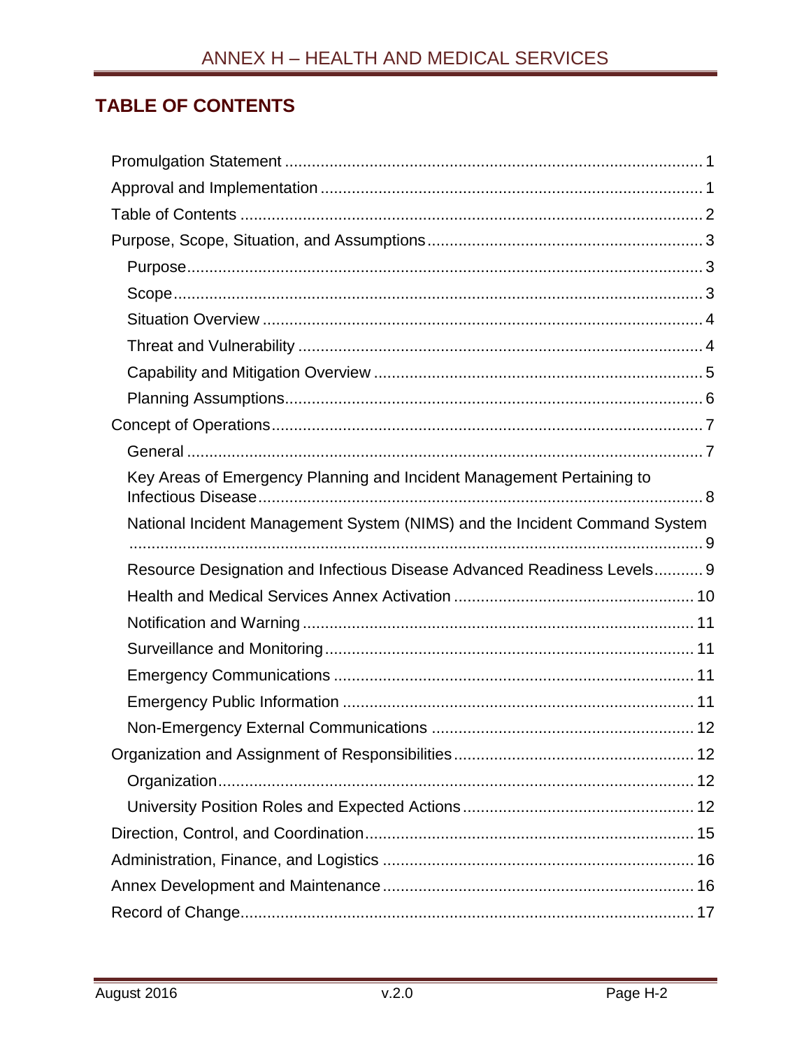## TABLE OF CONTENTS

- Promulgation Statement ..... 1
- Approval and Implementation ..... 1
- Table of Contents ..... 2
- Purpose, Scope, Situation, and Assumptions ..... 3
  - Purpose ..... 3
  - Scope ..... 3
  - Situation Overview ..... 4
  - Threat and Vulnerability ..... 4
  - Capability and Mitigation Overview ..... 5
  - Planning Assumptions ..... 6
- Concept of Operations ..... 7
  - General ..... 7
  - Key Areas of Emergency Planning and Incident Management Pertaining to Infectious Disease ..... 8
  - National Incident Management System (NIMS) and the Incident Command System ..... 9
  - Resource Designation and Infectious Disease Advanced Readiness Levels ..... 9
  - Health and Medical Services Annex Activation ..... 10
  - Notification and Warning ..... 11
  - Surveillance and Monitoring ..... 11
  - Emergency Communications ..... 11
  - Emergency Public Information ..... 11
  - Non-Emergency External Communications ..... 12
- Organization and Assignment of Responsibilities ..... 12
  - Organization ..... 12
  - University Position Roles and Expected Actions ..... 12
- Direction, Control, and Coordination ..... 15
- Administration, Finance, and Logistics ..... 16
- Annex Development and Maintenance ..... 16
- Record of Change ..... 17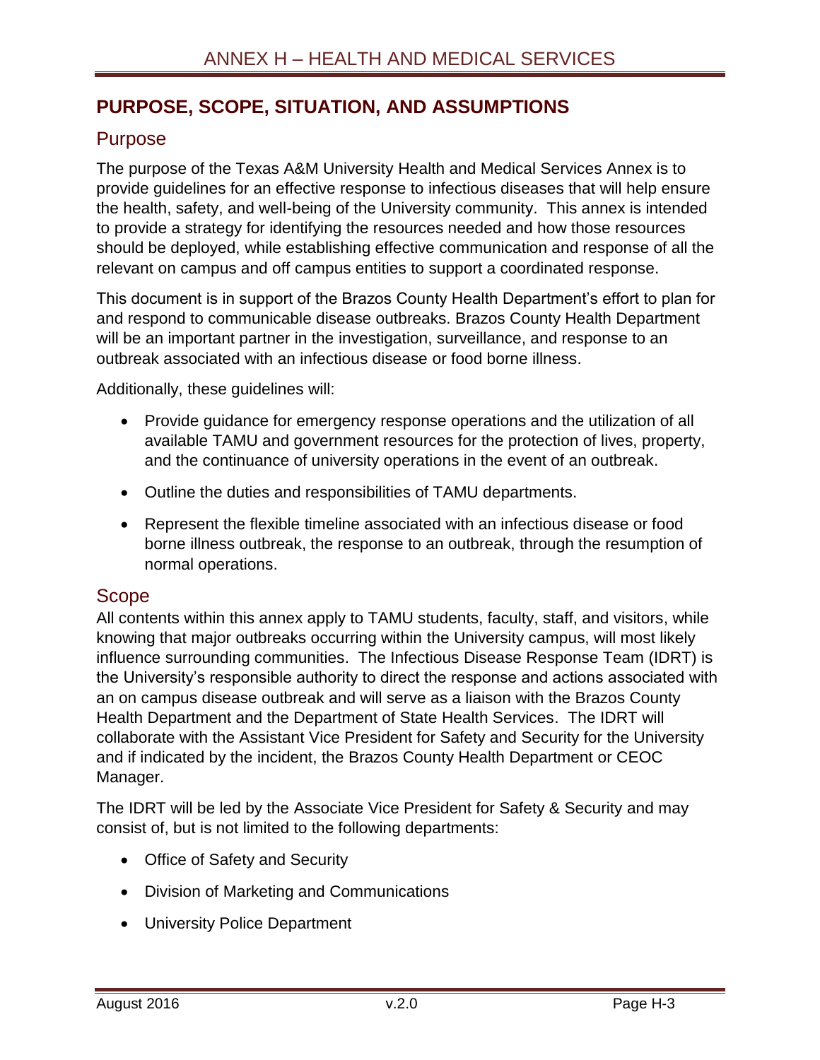# PURPOSE, SCOPE, SITUATION, AND ASSUMPTIONS

## Purpose

The purpose of the Texas A&M University Health and Medical Services Annex is to provide guidelines for an effective response to infectious diseases that will help ensure the health, safety, and well-being of the University community. This annex is intended to provide a strategy for identifying the resources needed and how those resources should be deployed, while establishing effective communication and response of all the relevant on campus and off campus entities to support a coordinated response.

This document is in support of the Brazos County Health Department's effort to plan for and respond to communicable disease outbreaks. Brazos County Health Department will be an important partner in the investigation, surveillance, and response to an outbreak associated with an infectious disease or food borne illness.

Additionally, these guidelines will:

- Provide guidance for emergency response operations and the utilization of all available TAMU and government resources for the protection of lives, property, and the continuance of university operations in the event of an outbreak.
- Outline the duties and responsibilities of TAMU departments.
- Represent the flexible timeline associated with an infectious disease or food borne illness outbreak, the response to an outbreak, through the resumption of normal operations.

## Scope

All contents within this annex apply to TAMU students, faculty, staff, and visitors, while knowing that major outbreaks occurring within the University campus, will most likely influence surrounding communities. The Infectious Disease Response Team (IDRT) is the University's responsible authority to direct the response and actions associated with an on campus disease outbreak and will serve as a liaison with the Brazos County Health Department and the Department of State Health Services. The IDRT will collaborate with the Assistant Vice President for Safety and Security for the University and if indicated by the incident, the Brazos County Health Department or CEOC Manager.

The IDRT will be led by the Associate Vice President for Safety & Security and may consist of, but is not limited to the following departments:

- Office of Safety and Security
- Division of Marketing and Communications
- University Police Department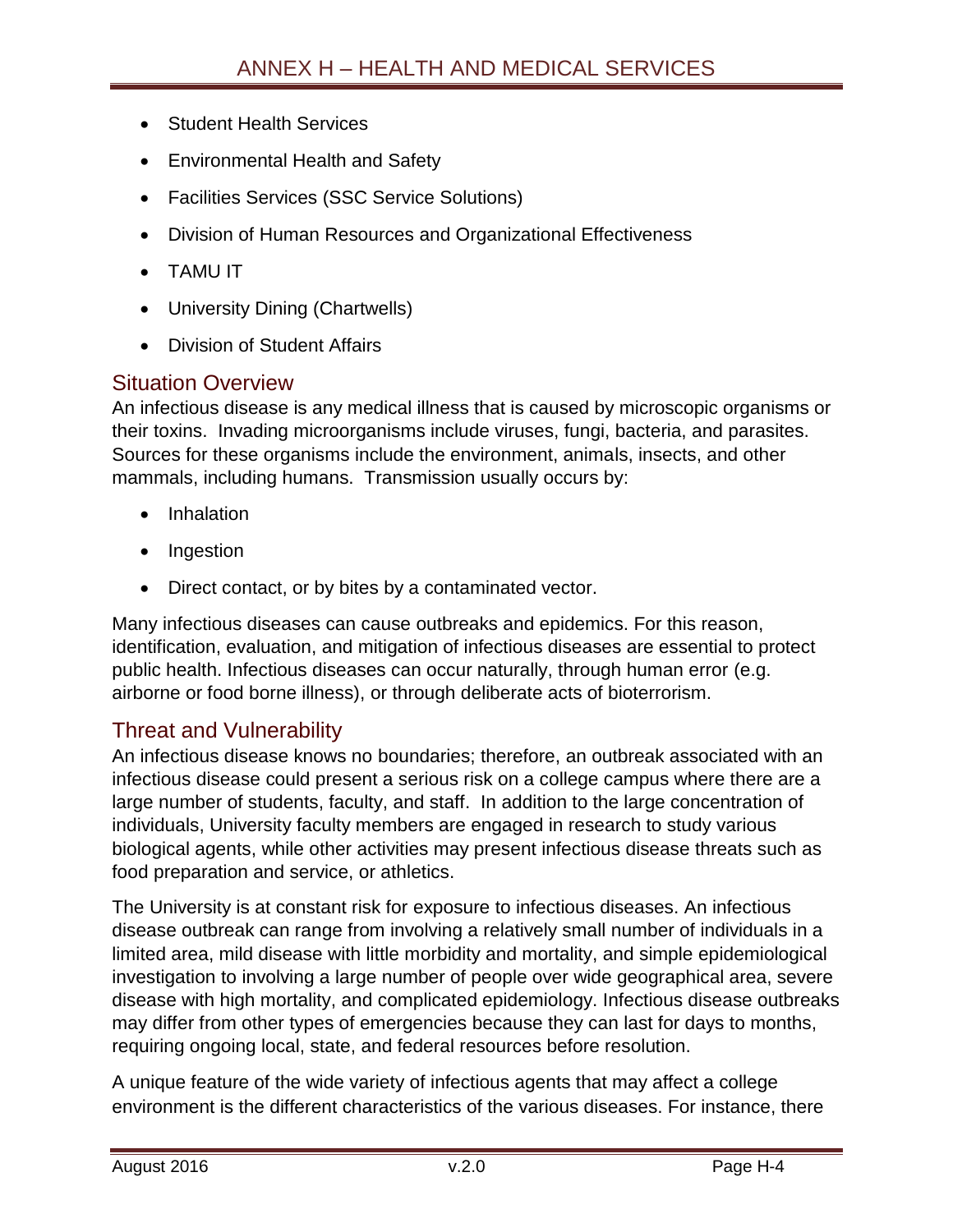- Student Health Services
- Environmental Health and Safety
- Facilities Services (SSC Service Solutions)
- Division of Human Resources and Organizational Effectiveness
- TAMU IT
- University Dining (Chartwells)
- Division of Student Affairs

## Situation Overview

An infectious disease is any medical illness that is caused by microscopic organisms or their toxins. Invading microorganisms include viruses, fungi, bacteria, and parasites. Sources for these organisms include the environment, animals, insects, and other mammals, including humans. Transmission usually occurs by:

- Inhalation
- Ingestion
- Direct contact, or by bites by a contaminated vector.

Many infectious diseases can cause outbreaks and epidemics. For this reason, identification, evaluation, and mitigation of infectious diseases are essential to protect public health. Infectious diseases can occur naturally, through human error (e.g. airborne or food borne illness), or through deliberate acts of bioterrorism.

## Threat and Vulnerability

An infectious disease knows no boundaries; therefore, an outbreak associated with an infectious disease could present a serious risk on a college campus where there are a large number of students, faculty, and staff. In addition to the large concentration of individuals, University faculty members are engaged in research to study various biological agents, while other activities may present infectious disease threats such as food preparation and service, or athletics.

The University is at constant risk for exposure to infectious diseases. An infectious disease outbreak can range from involving a relatively small number of individuals in a limited area, mild disease with little morbidity and mortality, and simple epidemiological investigation to involving a large number of people over wide geographical area, severe disease with high mortality, and complicated epidemiology. Infectious disease outbreaks may differ from other types of emergencies because they can last for days to months, requiring ongoing local, state, and federal resources before resolution.

A unique feature of the wide variety of infectious agents that may affect a college environment is the different characteristics of the various diseases. For instance, there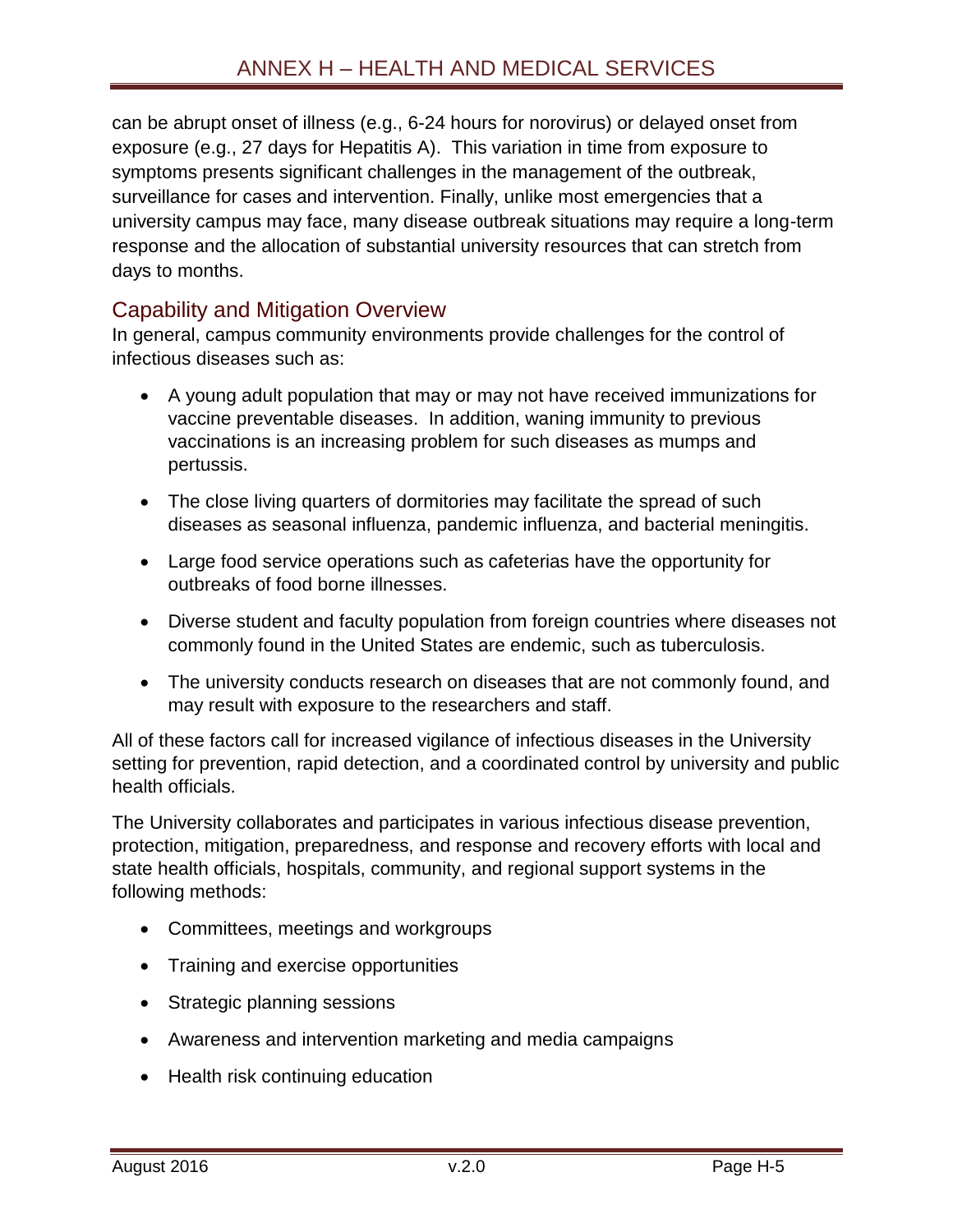can be abrupt onset of illness (e.g., 6-24 hours for norovirus) or delayed onset from exposure (e.g., 27 days for Hepatitis A). This variation in time from exposure to symptoms presents significant challenges in the management of the outbreak, surveillance for cases and intervention. Finally, unlike most emergencies that a university campus may face, many disease outbreak situations may require a long-term response and the allocation of substantial university resources that can stretch from days to months.

## Capability and Mitigation Overview

In general, campus community environments provide challenges for the control of infectious diseases such as:

- A young adult population that may or may not have received immunizations for vaccine preventable diseases. In addition, waning immunity to previous vaccinations is an increasing problem for such diseases as mumps and pertussis.
- The close living quarters of dormitories may facilitate the spread of such diseases as seasonal influenza, pandemic influenza, and bacterial meningitis.
- Large food service operations such as cafeterias have the opportunity for outbreaks of food borne illnesses.
- Diverse student and faculty population from foreign countries where diseases not commonly found in the United States are endemic, such as tuberculosis.
- The university conducts research on diseases that are not commonly found, and may result with exposure to the researchers and staff.

All of these factors call for increased vigilance of infectious diseases in the University setting for prevention, rapid detection, and a coordinated control by university and public health officials.

The University collaborates and participates in various infectious disease prevention, protection, mitigation, preparedness, and response and recovery efforts with local and state health officials, hospitals, community, and regional support systems in the following methods:

- Committees, meetings and workgroups
- Training and exercise opportunities
- Strategic planning sessions
- Awareness and intervention marketing and media campaigns
- Health risk continuing education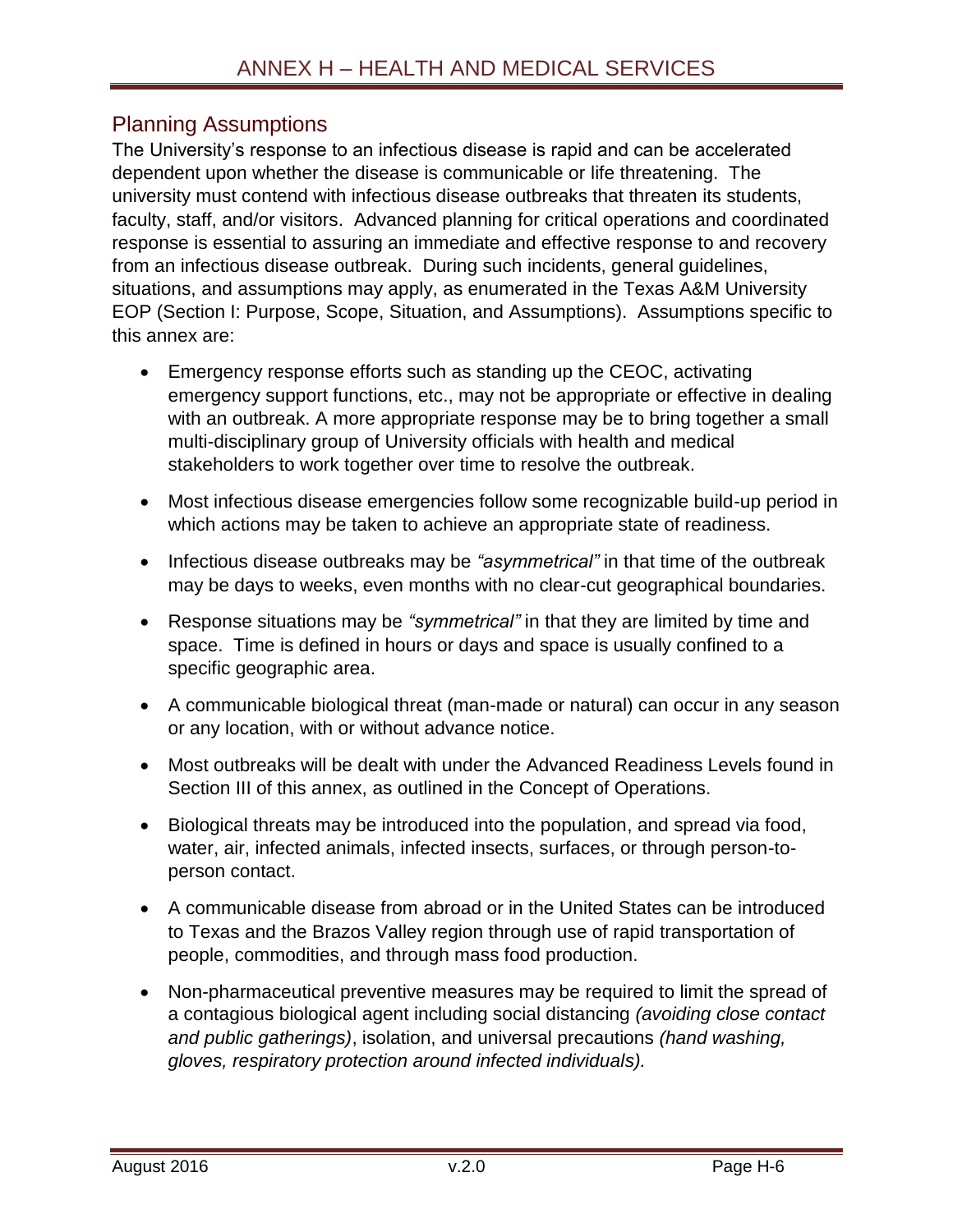## Planning Assumptions

The University's response to an infectious disease is rapid and can be accelerated dependent upon whether the disease is communicable or life threatening. The university must contend with infectious disease outbreaks that threaten its students, faculty, staff, and/or visitors. Advanced planning for critical operations and coordinated response is essential to assuring an immediate and effective response to and recovery from an infectious disease outbreak. During such incidents, general guidelines, situations, and assumptions may apply, as enumerated in the Texas A&M University EOP (Section I: Purpose, Scope, Situation, and Assumptions). Assumptions specific to this annex are:

- Emergency response efforts such as standing up the CEOC, activating emergency support functions, etc., may not be appropriate or effective in dealing with an outbreak. A more appropriate response may be to bring together a small multi-disciplinary group of University officials with health and medical stakeholders to work together over time to resolve the outbreak.
- Most infectious disease emergencies follow some recognizable build-up period in which actions may be taken to achieve an appropriate state of readiness.
- Infectious disease outbreaks may be *"asymmetrical"* in that time of the outbreak may be days to weeks, even months with no clear-cut geographical boundaries.
- Response situations may be *"symmetrical"* in that they are limited by time and space. Time is defined in hours or days and space is usually confined to a specific geographic area.
- A communicable biological threat (man-made or natural) can occur in any season or any location, with or without advance notice.
- Most outbreaks will be dealt with under the Advanced Readiness Levels found in Section III of this annex, as outlined in the Concept of Operations.
- Biological threats may be introduced into the population, and spread via food, water, air, infected animals, infected insects, surfaces, or through person-to-person contact.
- A communicable disease from abroad or in the United States can be introduced to Texas and the Brazos Valley region through use of rapid transportation of people, commodities, and through mass food production.
- Non-pharmaceutical preventive measures may be required to limit the spread of a contagious biological agent including social distancing *(avoiding close contact and public gatherings)*, isolation, and universal precautions *(hand washing, gloves, respiratory protection around infected individuals).*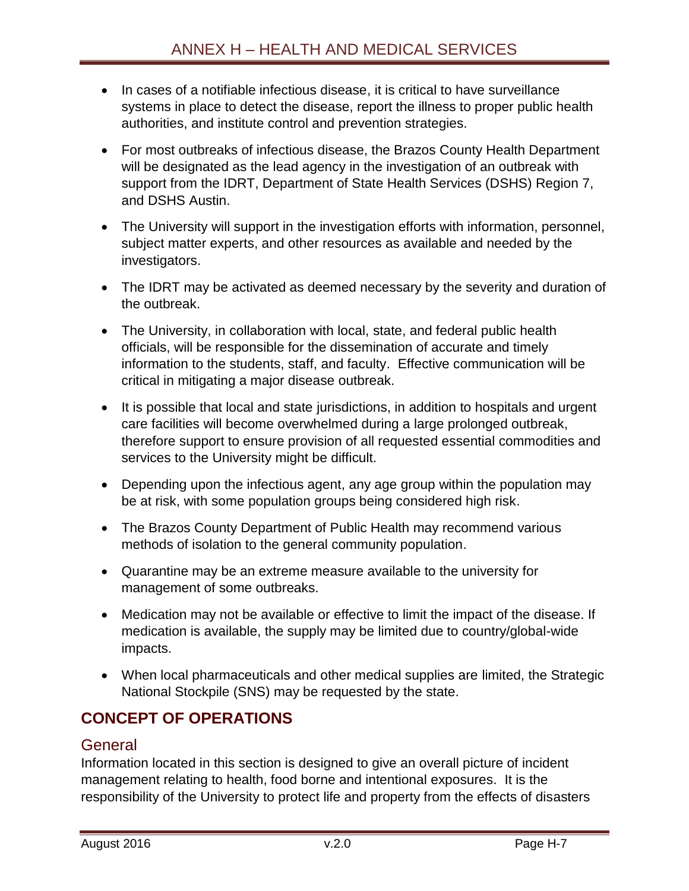- In cases of a notifiable infectious disease, it is critical to have surveillance systems in place to detect the disease, report the illness to proper public health authorities, and institute control and prevention strategies.
- For most outbreaks of infectious disease, the Brazos County Health Department will be designated as the lead agency in the investigation of an outbreak with support from the IDRT, Department of State Health Services (DSHS) Region 7, and DSHS Austin.
- The University will support in the investigation efforts with information, personnel, subject matter experts, and other resources as available and needed by the investigators.
- The IDRT may be activated as deemed necessary by the severity and duration of the outbreak.
- The University, in collaboration with local, state, and federal public health officials, will be responsible for the dissemination of accurate and timely information to the students, staff, and faculty. Effective communication will be critical in mitigating a major disease outbreak.
- It is possible that local and state jurisdictions, in addition to hospitals and urgent care facilities will become overwhelmed during a large prolonged outbreak, therefore support to ensure provision of all requested essential commodities and services to the University might be difficult.
- Depending upon the infectious agent, any age group within the population may be at risk, with some population groups being considered high risk.
- The Brazos County Department of Public Health may recommend various methods of isolation to the general community population.
- Quarantine may be an extreme measure available to the university for management of some outbreaks.
- Medication may not be available or effective to limit the impact of the disease. If medication is available, the supply may be limited due to country/global-wide impacts.
- When local pharmaceuticals and other medical supplies are limited, the Strategic National Stockpile (SNS) may be requested by the state.

## CONCEPT OF OPERATIONS

### General

Information located in this section is designed to give an overall picture of incident management relating to health, food borne and intentional exposures. It is the responsibility of the University to protect life and property from the effects of disasters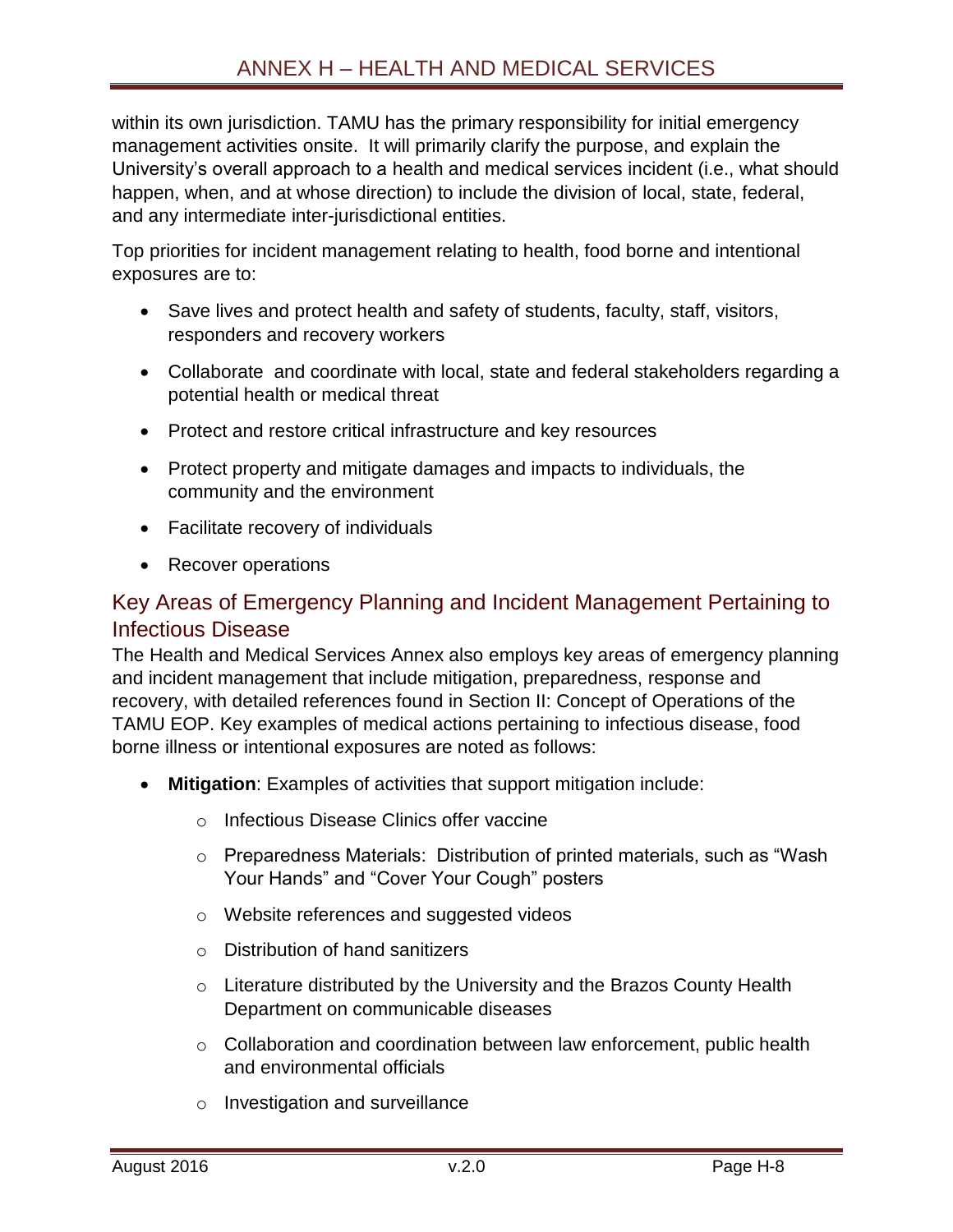within its own jurisdiction. TAMU has the primary responsibility for initial emergency management activities onsite. It will primarily clarify the purpose, and explain the University's overall approach to a health and medical services incident (i.e., what should happen, when, and at whose direction) to include the division of local, state, federal, and any intermediate inter-jurisdictional entities.

Top priorities for incident management relating to health, food borne and intentional exposures are to:

- Save lives and protect health and safety of students, faculty, staff, visitors, responders and recovery workers
- Collaborate and coordinate with local, state and federal stakeholders regarding a potential health or medical threat
- Protect and restore critical infrastructure and key resources
- Protect property and mitigate damages and impacts to individuals, the community and the environment
- Facilitate recovery of individuals
- Recover operations

## Key Areas of Emergency Planning and Incident Management Pertaining to Infectious Disease

The Health and Medical Services Annex also employs key areas of emergency planning and incident management that include mitigation, preparedness, response and recovery, with detailed references found in Section II: Concept of Operations of the TAMU EOP. Key examples of medical actions pertaining to infectious disease, food borne illness or intentional exposures are noted as follows:

- **Mitigation**: Examples of activities that support mitigation include:
  - Infectious Disease Clinics offer vaccine
  - Preparedness Materials: Distribution of printed materials, such as "Wash Your Hands" and "Cover Your Cough" posters
  - Website references and suggested videos
  - Distribution of hand sanitizers
  - Literature distributed by the University and the Brazos County Health Department on communicable diseases
  - Collaboration and coordination between law enforcement, public health and environmental officials
  - Investigation and surveillance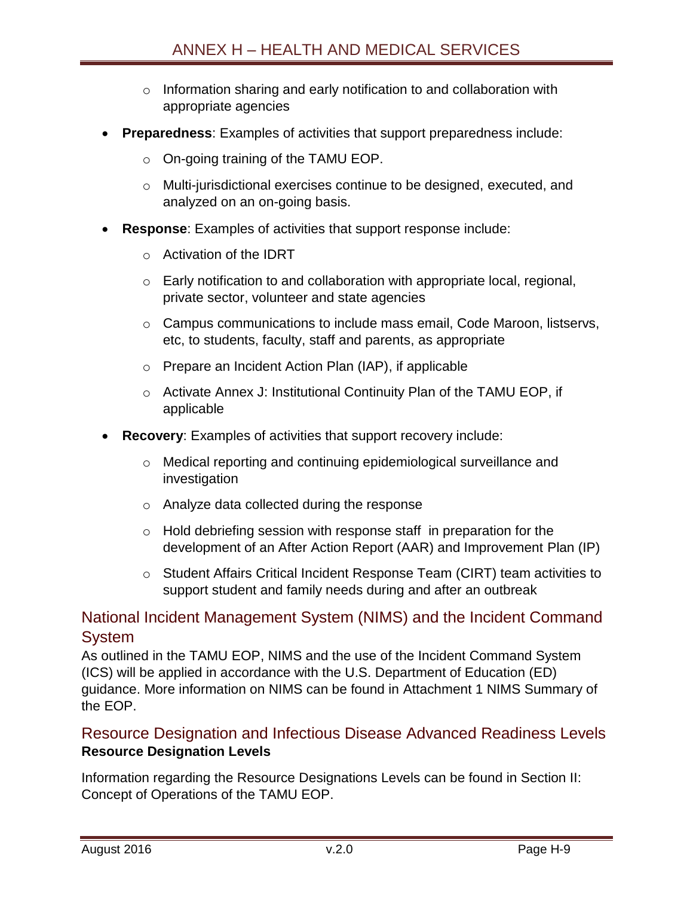- Information sharing and early notification to and collaboration with appropriate agencies

- **Preparedness**: Examples of activities that support preparedness include:
  - On-going training of the TAMU EOP.
  - Multi-jurisdictional exercises continue to be designed, executed, and analyzed on an on-going basis.
- **Response**: Examples of activities that support response include:
  - Activation of the IDRT
  - Early notification to and collaboration with appropriate local, regional, private sector, volunteer and state agencies
  - Campus communications to include mass email, Code Maroon, listservs, etc, to students, faculty, staff and parents, as appropriate
  - Prepare an Incident Action Plan (IAP), if applicable
  - Activate Annex J: Institutional Continuity Plan of the TAMU EOP, if applicable
- **Recovery**: Examples of activities that support recovery include:
  - Medical reporting and continuing epidemiological surveillance and investigation
  - Analyze data collected during the response
  - Hold debriefing session with response staff in preparation for the development of an After Action Report (AAR) and Improvement Plan (IP)
  - Student Affairs Critical Incident Response Team (CIRT) team activities to support student and family needs during and after an outbreak

## National Incident Management System (NIMS) and the Incident Command System

As outlined in the TAMU EOP, NIMS and the use of the Incident Command System (ICS) will be applied in accordance with the U.S. Department of Education (ED) guidance. More information on NIMS can be found in Attachment 1 NIMS Summary of the EOP.

## Resource Designation and Infectious Disease Advanced Readiness Levels

**Resource Designation Levels**

Information regarding the Resource Designations Levels can be found in Section II: Concept of Operations of the TAMU EOP.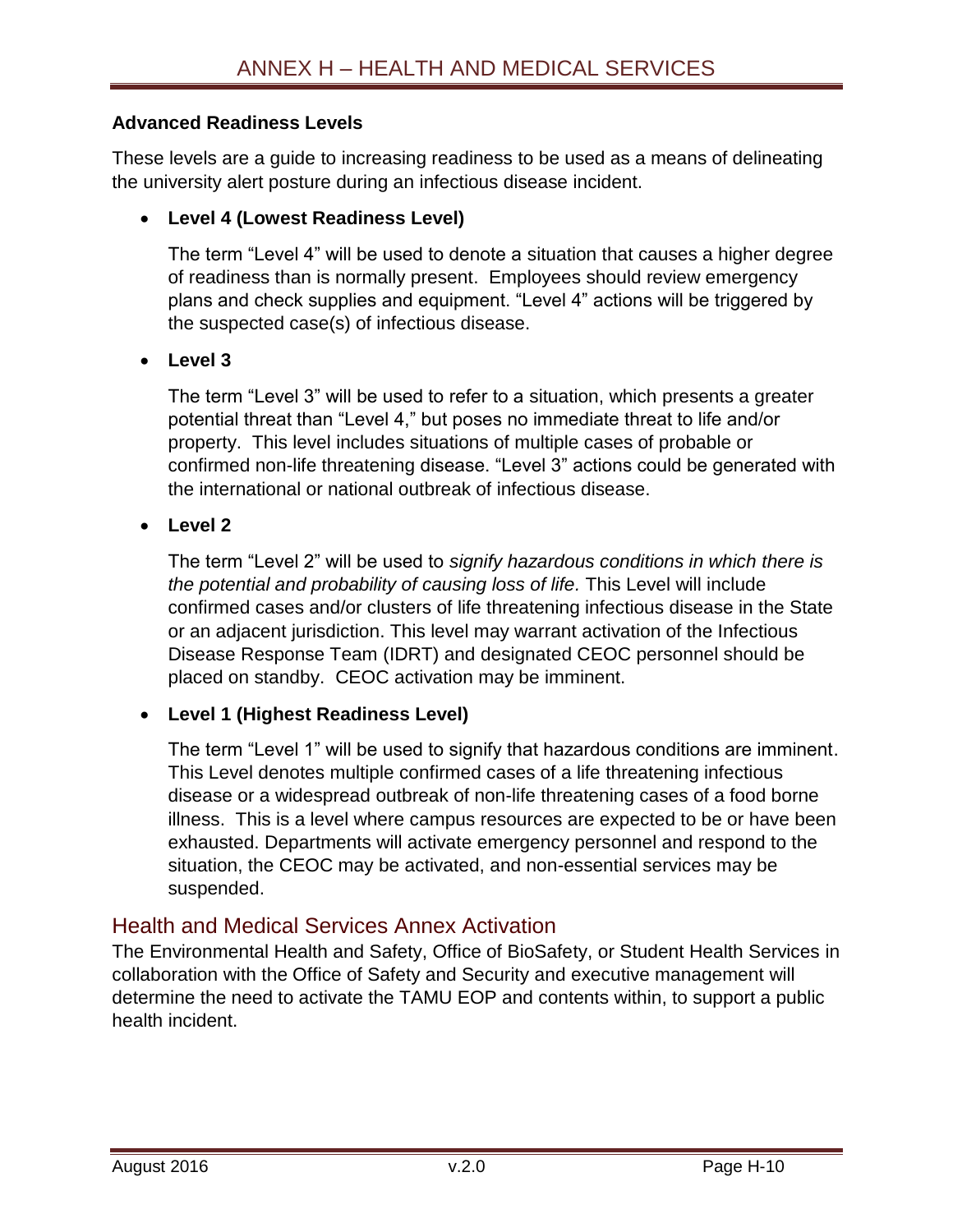**Advanced Readiness Levels**

These levels are a guide to increasing readiness to be used as a means of delineating the university alert posture during an infectious disease incident.

- **Level 4 (Lowest Readiness Level)**

  The term "Level 4" will be used to denote a situation that causes a higher degree of readiness than is normally present. Employees should review emergency plans and check supplies and equipment. "Level 4" actions will be triggered by the suspected case(s) of infectious disease.

- **Level 3**

  The term "Level 3" will be used to refer to a situation, which presents a greater potential threat than "Level 4," but poses no immediate threat to life and/or property. This level includes situations of multiple cases of probable or confirmed non-life threatening disease. "Level 3" actions could be generated with the international or national outbreak of infectious disease.

- **Level 2**

  The term "Level 2" will be used to *signify hazardous conditions in which there is the potential and probability of causing loss of life.* This Level will include confirmed cases and/or clusters of life threatening infectious disease in the State or an adjacent jurisdiction. This level may warrant activation of the Infectious Disease Response Team (IDRT) and designated CEOC personnel should be placed on standby. CEOC activation may be imminent.

- **Level 1 (Highest Readiness Level)**

  The term "Level 1" will be used to signify that hazardous conditions are imminent. This Level denotes multiple confirmed cases of a life threatening infectious disease or a widespread outbreak of non-life threatening cases of a food borne illness. This is a level where campus resources are expected to be or have been exhausted. Departments will activate emergency personnel and respond to the situation, the CEOC may be activated, and non-essential services may be suspended.

## Health and Medical Services Annex Activation

The Environmental Health and Safety, Office of BioSafety, or Student Health Services in collaboration with the Office of Safety and Security and executive management will determine the need to activate the TAMU EOP and contents within, to support a public health incident.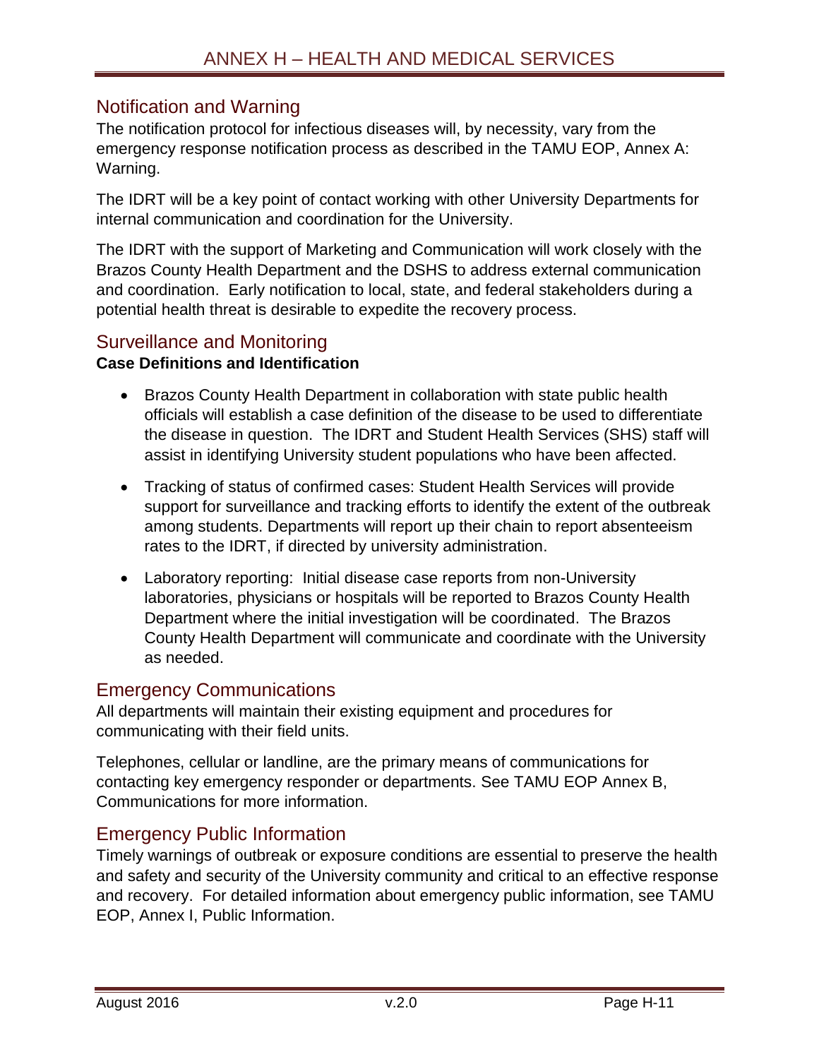## Notification and Warning

The notification protocol for infectious diseases will, by necessity, vary from the emergency response notification process as described in the TAMU EOP, Annex A: Warning.

The IDRT will be a key point of contact working with other University Departments for internal communication and coordination for the University.

The IDRT with the support of Marketing and Communication will work closely with the Brazos County Health Department and the DSHS to address external communication and coordination. Early notification to local, state, and federal stakeholders during a potential health threat is desirable to expedite the recovery process.

## Surveillance and Monitoring

**Case Definitions and Identification**

- Brazos County Health Department in collaboration with state public health officials will establish a case definition of the disease to be used to differentiate the disease in question. The IDRT and Student Health Services (SHS) staff will assist in identifying University student populations who have been affected.
- Tracking of status of confirmed cases: Student Health Services will provide support for surveillance and tracking efforts to identify the extent of the outbreak among students. Departments will report up their chain to report absenteeism rates to the IDRT, if directed by university administration.
- Laboratory reporting: Initial disease case reports from non-University laboratories, physicians or hospitals will be reported to Brazos County Health Department where the initial investigation will be coordinated. The Brazos County Health Department will communicate and coordinate with the University as needed.

## Emergency Communications

All departments will maintain their existing equipment and procedures for communicating with their field units.

Telephones, cellular or landline, are the primary means of communications for contacting key emergency responder or departments. See TAMU EOP Annex B, Communications for more information.

## Emergency Public Information

Timely warnings of outbreak or exposure conditions are essential to preserve the health and safety and security of the University community and critical to an effective response and recovery. For detailed information about emergency public information, see TAMU EOP, Annex I, Public Information.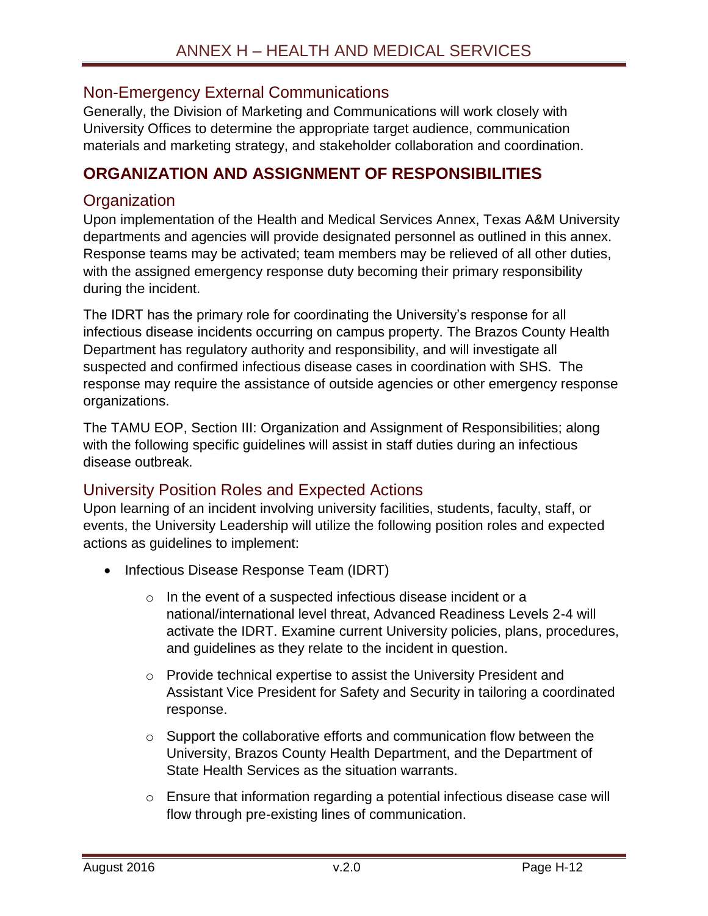## Non-Emergency External Communications

Generally, the Division of Marketing and Communications will work closely with University Offices to determine the appropriate target audience, communication materials and marketing strategy, and stakeholder collaboration and coordination.

# ORGANIZATION AND ASSIGNMENT OF RESPONSIBILITIES

## Organization

Upon implementation of the Health and Medical Services Annex, Texas A&M University departments and agencies will provide designated personnel as outlined in this annex. Response teams may be activated; team members may be relieved of all other duties, with the assigned emergency response duty becoming their primary responsibility during the incident.

The IDRT has the primary role for coordinating the University's response for all infectious disease incidents occurring on campus property. The Brazos County Health Department has regulatory authority and responsibility, and will investigate all suspected and confirmed infectious disease cases in coordination with SHS. The response may require the assistance of outside agencies or other emergency response organizations.

The TAMU EOP, Section III: Organization and Assignment of Responsibilities; along with the following specific guidelines will assist in staff duties during an infectious disease outbreak.

## University Position Roles and Expected Actions

Upon learning of an incident involving university facilities, students, faculty, staff, or events, the University Leadership will utilize the following position roles and expected actions as guidelines to implement:

- Infectious Disease Response Team (IDRT)
    - In the event of a suspected infectious disease incident or a national/international level threat, Advanced Readiness Levels 2-4 will activate the IDRT. Examine current University policies, plans, procedures, and guidelines as they relate to the incident in question.
    - Provide technical expertise to assist the University President and Assistant Vice President for Safety and Security in tailoring a coordinated response.
    - Support the collaborative efforts and communication flow between the University, Brazos County Health Department, and the Department of State Health Services as the situation warrants.
    - Ensure that information regarding a potential infectious disease case will flow through pre-existing lines of communication.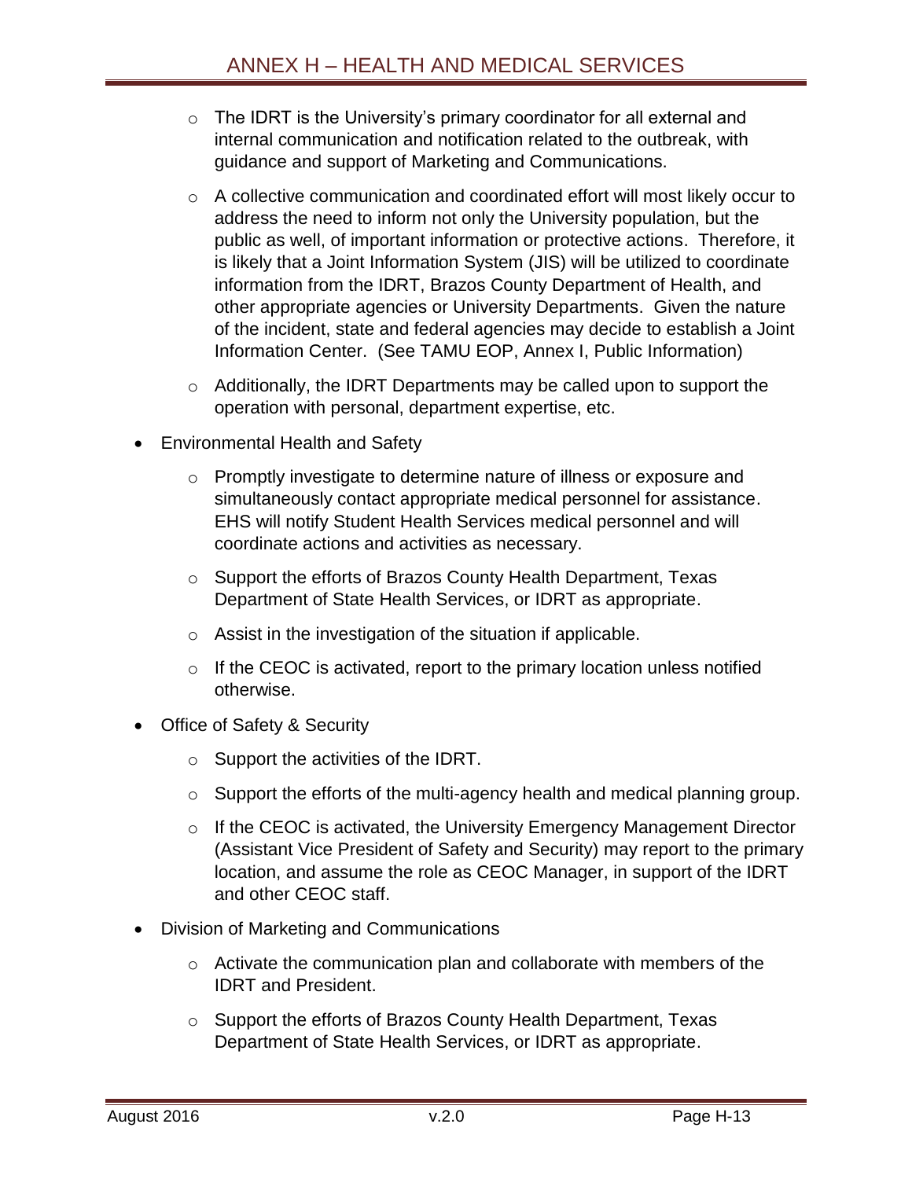- The IDRT is the University's primary coordinator for all external and internal communication and notification related to the outbreak, with guidance and support of Marketing and Communications.
- A collective communication and coordinated effort will most likely occur to address the need to inform not only the University population, but the public as well, of important information or protective actions. Therefore, it is likely that a Joint Information System (JIS) will be utilized to coordinate information from the IDRT, Brazos County Department of Health, and other appropriate agencies or University Departments. Given the nature of the incident, state and federal agencies may decide to establish a Joint Information Center. (See TAMU EOP, Annex I, Public Information)
- Additionally, the IDRT Departments may be called upon to support the operation with personal, department expertise, etc.

- Environmental Health and Safety
  - Promptly investigate to determine nature of illness or exposure and simultaneously contact appropriate medical personnel for assistance. EHS will notify Student Health Services medical personnel and will coordinate actions and activities as necessary.
  - Support the efforts of Brazos County Health Department, Texas Department of State Health Services, or IDRT as appropriate.
  - Assist in the investigation of the situation if applicable.
  - If the CEOC is activated, report to the primary location unless notified otherwise.
- Office of Safety & Security
  - Support the activities of the IDRT.
  - Support the efforts of the multi-agency health and medical planning group.
  - If the CEOC is activated, the University Emergency Management Director (Assistant Vice President of Safety and Security) may report to the primary location, and assume the role as CEOC Manager, in support of the IDRT and other CEOC staff.
- Division of Marketing and Communications
  - Activate the communication plan and collaborate with members of the IDRT and President.
  - Support the efforts of Brazos County Health Department, Texas Department of State Health Services, or IDRT as appropriate.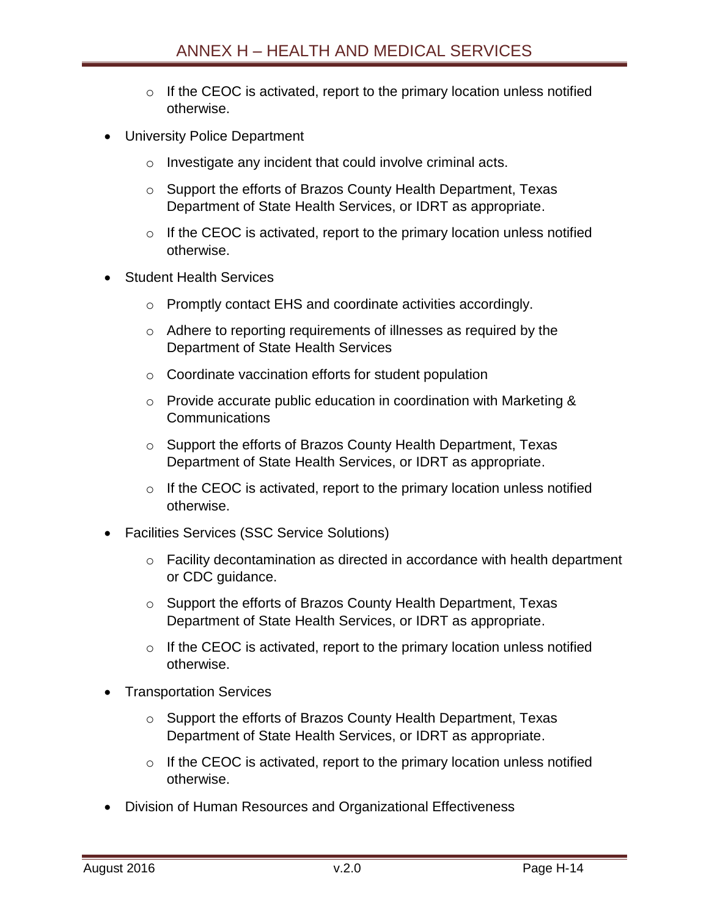- If the CEOC is activated, report to the primary location unless notified otherwise.

- University Police Department
  - Investigate any incident that could involve criminal acts.
  - Support the efforts of Brazos County Health Department, Texas Department of State Health Services, or IDRT as appropriate.
  - If the CEOC is activated, report to the primary location unless notified otherwise.
- Student Health Services
  - Promptly contact EHS and coordinate activities accordingly.
  - Adhere to reporting requirements of illnesses as required by the Department of State Health Services
  - Coordinate vaccination efforts for student population
  - Provide accurate public education in coordination with Marketing & Communications
  - Support the efforts of Brazos County Health Department, Texas Department of State Health Services, or IDRT as appropriate.
  - If the CEOC is activated, report to the primary location unless notified otherwise.
- Facilities Services (SSC Service Solutions)
  - Facility decontamination as directed in accordance with health department or CDC guidance.
  - Support the efforts of Brazos County Health Department, Texas Department of State Health Services, or IDRT as appropriate.
  - If the CEOC is activated, report to the primary location unless notified otherwise.
- Transportation Services
  - Support the efforts of Brazos County Health Department, Texas Department of State Health Services, or IDRT as appropriate.
  - If the CEOC is activated, report to the primary location unless notified otherwise.
- Division of Human Resources and Organizational Effectiveness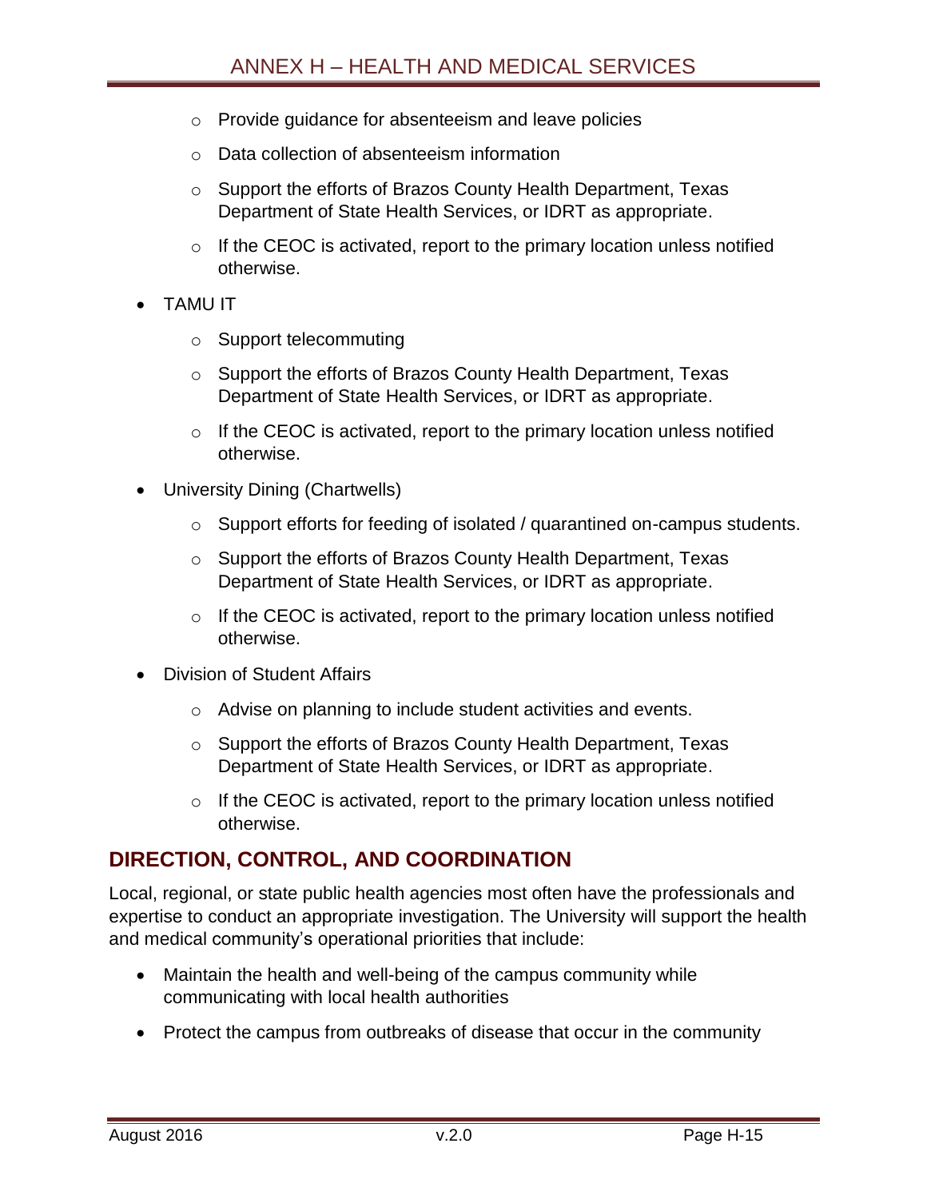- Provide guidance for absenteeism and leave policies
  - Data collection of absenteeism information
  - Support the efforts of Brazos County Health Department, Texas Department of State Health Services, or IDRT as appropriate.
  - If the CEOC is activated, report to the primary location unless notified otherwise.
- TAMU IT
  - Support telecommuting
  - Support the efforts of Brazos County Health Department, Texas Department of State Health Services, or IDRT as appropriate.
  - If the CEOC is activated, report to the primary location unless notified otherwise.
- University Dining (Chartwells)
  - Support efforts for feeding of isolated / quarantined on-campus students.
  - Support the efforts of Brazos County Health Department, Texas Department of State Health Services, or IDRT as appropriate.
  - If the CEOC is activated, report to the primary location unless notified otherwise.
- Division of Student Affairs
  - Advise on planning to include student activities and events.
  - Support the efforts of Brazos County Health Department, Texas Department of State Health Services, or IDRT as appropriate.
  - If the CEOC is activated, report to the primary location unless notified otherwise.

## DIRECTION, CONTROL, AND COORDINATION

Local, regional, or state public health agencies most often have the professionals and expertise to conduct an appropriate investigation. The University will support the health and medical community's operational priorities that include:

- Maintain the health and well-being of the campus community while communicating with local health authorities
- Protect the campus from outbreaks of disease that occur in the community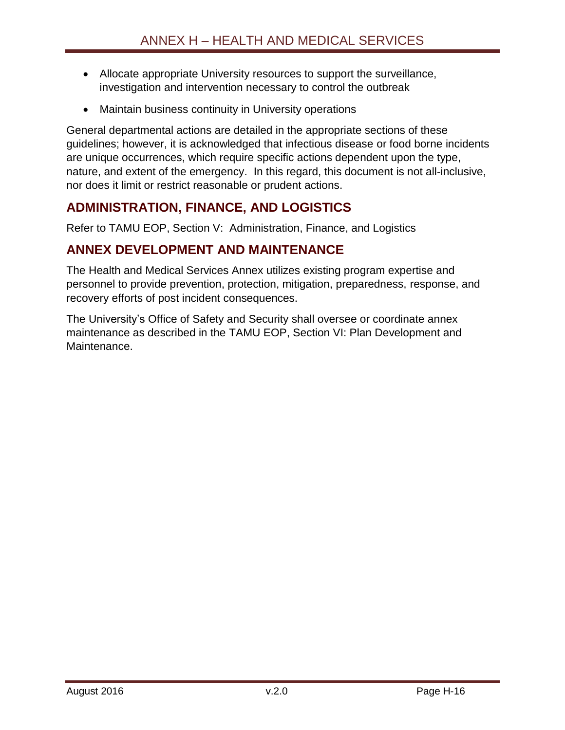- Allocate appropriate University resources to support the surveillance, investigation and intervention necessary to control the outbreak
- Maintain business continuity in University operations

General departmental actions are detailed in the appropriate sections of these guidelines; however, it is acknowledged that infectious disease or food borne incidents are unique occurrences, which require specific actions dependent upon the type, nature, and extent of the emergency. In this regard, this document is not all-inclusive, nor does it limit or restrict reasonable or prudent actions.

## ADMINISTRATION, FINANCE, AND LOGISTICS

Refer to TAMU EOP, Section V: Administration, Finance, and Logistics

## ANNEX DEVELOPMENT AND MAINTENANCE

The Health and Medical Services Annex utilizes existing program expertise and personnel to provide prevention, protection, mitigation, preparedness, response, and recovery efforts of post incident consequences.

The University's Office of Safety and Security shall oversee or coordinate annex maintenance as described in the TAMU EOP, Section VI: Plan Development and Maintenance.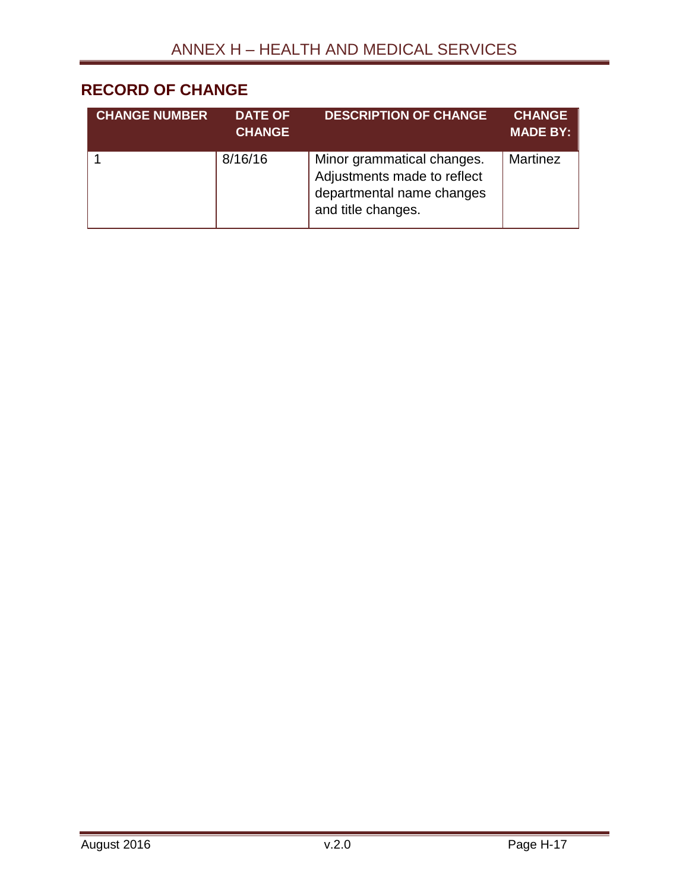## RECORD OF CHANGE

| CHANGE NUMBER | DATE OF CHANGE | DESCRIPTION OF CHANGE | CHANGE MADE BY: |
|---|---|---|---|
| 1 | 8/16/16 | Minor grammatical changes. Adjustments made to reflect departmental name changes and title changes. | Martinez |